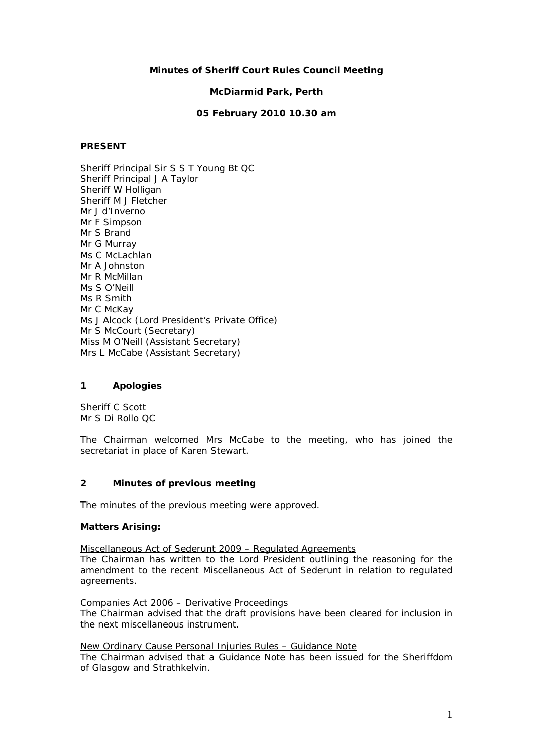# Minutes of Sheriff Court Rules Council Meeting

## McDiarmid Park, Perth

## 05 February 2010 10.30 am

**PRESENT**

Sheriff Principal Sir S S T Young Bt QC
Sheriff Principal J A Taylor
Sheriff W Holligan
Sheriff M J Fletcher
Mr J d'Inverno
Mr F Simpson
Mr S Brand
Mr G Murray
Ms C McLachlan
Mr A Johnston
Mr R McMillan
Ms S O'Neill
Ms R Smith
Mr C McKay
Ms J Alcock (Lord President's Private Office)
Mr S McCourt (Secretary)
Miss M O'Neill (Assistant Secretary)
Mrs L McCabe (Assistant Secretary)

### 1 Apologies

Sheriff C Scott
Mr S Di Rollo QC

The Chairman welcomed Mrs McCabe to the meeting, who has joined the secretariat in place of Karen Stewart.

### 2 Minutes of previous meeting

The minutes of the previous meeting were approved.

**Matters Arising:**

<u>Miscellaneous Act of Sederunt 2009 – Regulated Agreements</u>
The Chairman has written to the Lord President outlining the reasoning for the amendment to the recent Miscellaneous Act of Sederunt in relation to regulated agreements.

<u>Companies Act 2006 – Derivative Proceedings</u>
The Chairman advised that the draft provisions have been cleared for inclusion in the next miscellaneous instrument.

<u>New Ordinary Cause Personal Injuries Rules – Guidance Note</u>
The Chairman advised that a Guidance Note has been issued for the Sheriffdom of Glasgow and Strathkelvin.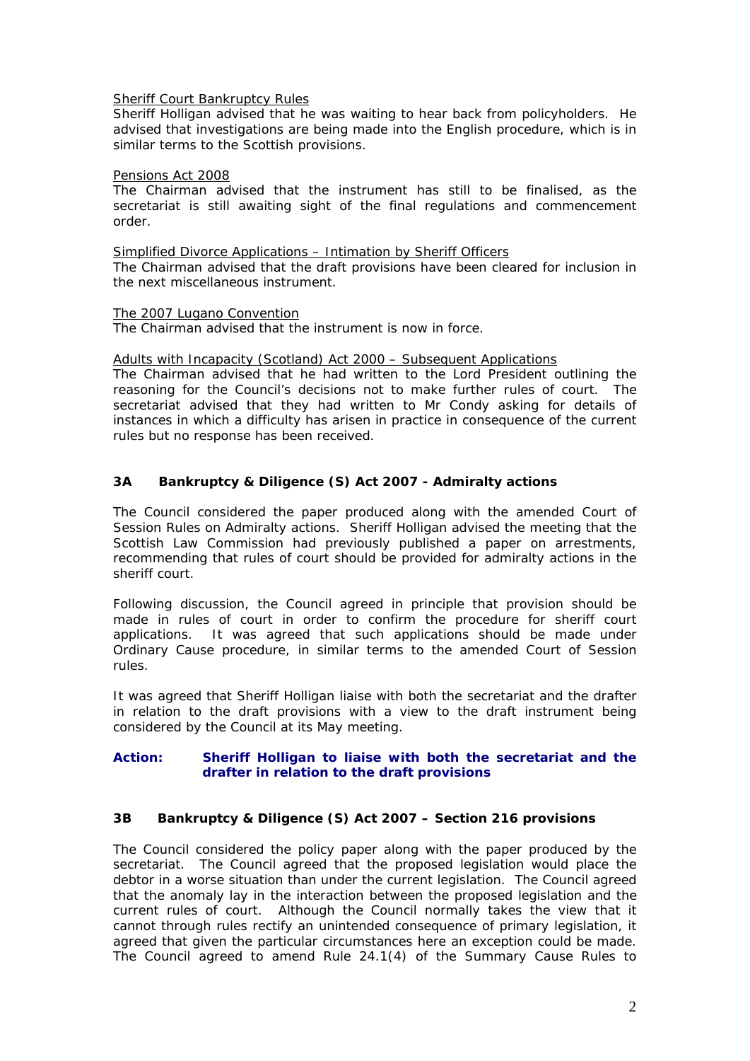Sheriff Court Bankruptcy Rules

Sheriff Holligan advised that he was waiting to hear back from policyholders. He advised that investigations are being made into the English procedure, which is in similar terms to the Scottish provisions.

Pensions Act 2008

The Chairman advised that the instrument has still to be finalised, as the secretariat is still awaiting sight of the final regulations and commencement order.

Simplified Divorce Applications – Intimation by Sheriff Officers

The Chairman advised that the draft provisions have been cleared for inclusion in the next miscellaneous instrument.

The 2007 Lugano Convention

The Chairman advised that the instrument is now in force.

Adults with Incapacity (Scotland) Act 2000 – Subsequent Applications

The Chairman advised that he had written to the Lord President outlining the reasoning for the Council's decisions not to make further rules of court. The secretariat advised that they had written to Mr Condy asking for details of instances in which a difficulty has arisen in practice in consequence of the current rules but no response has been received.

### 3A Bankruptcy & Diligence (S) Act 2007 - Admiralty actions

The Council considered the paper produced along with the amended Court of Session Rules on Admiralty actions. Sheriff Holligan advised the meeting that the Scottish Law Commission had previously published a paper on arrestments, recommending that rules of court should be provided for admiralty actions in the sheriff court.

Following discussion, the Council agreed in principle that provision should be made in rules of court in order to confirm the procedure for sheriff court applications. It was agreed that such applications should be made under Ordinary Cause procedure, in similar terms to the amended Court of Session rules.

It was agreed that Sheriff Holligan liaise with both the secretariat and the drafter in relation to the draft provisions with a view to the draft instrument being considered by the Council at its May meeting.

**Action: Sheriff Holligan to liaise with both the secretariat and the drafter in relation to the draft provisions**

### 3B Bankruptcy & Diligence (S) Act 2007 – Section 216 provisions

The Council considered the policy paper along with the paper produced by the secretariat. The Council agreed that the proposed legislation would place the debtor in a worse situation than under the current legislation. The Council agreed that the anomaly lay in the interaction between the proposed legislation and the current rules of court. Although the Council normally takes the view that it cannot through rules rectify an unintended consequence of primary legislation, it agreed that given the particular circumstances here an exception could be made. The Council agreed to amend Rule 24.1(4) of the Summary Cause Rules to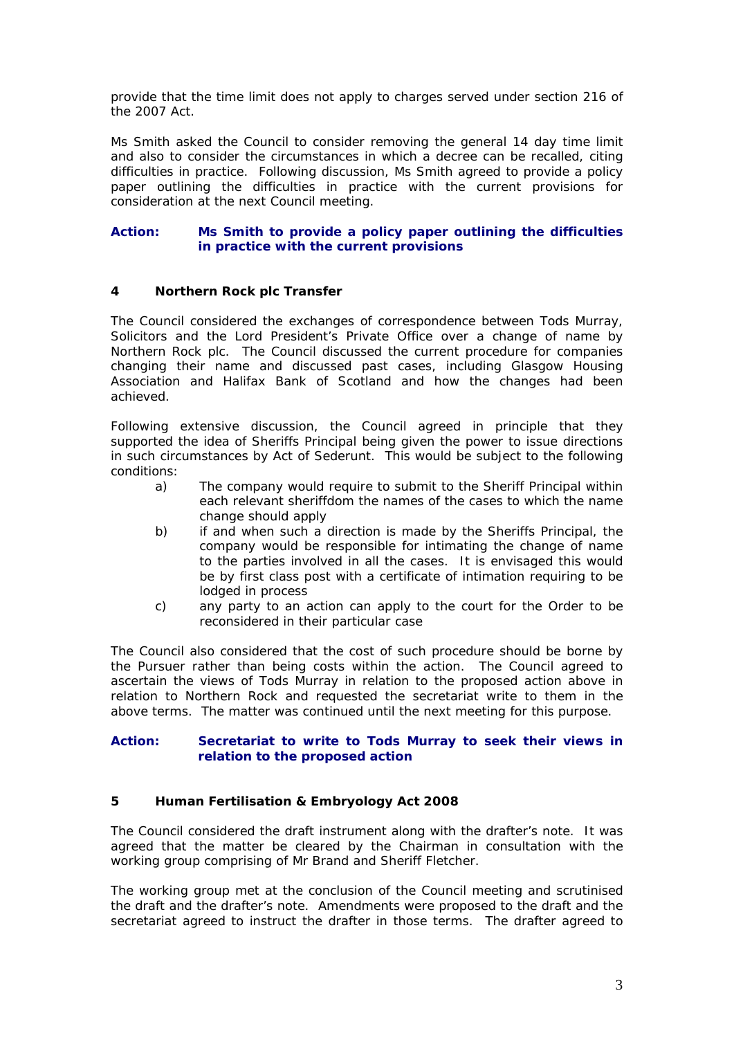provide that the time limit does not apply to charges served under section 216 of the 2007 Act.

Ms Smith asked the Council to consider removing the general 14 day time limit and also to consider the circumstances in which a decree can be recalled, citing difficulties in practice. Following discussion, Ms Smith agreed to provide a policy paper outlining the difficulties in practice with the current provisions for consideration at the next Council meeting.

**Action: Ms Smith to provide a policy paper outlining the difficulties in practice with the current provisions**

## 4 Northern Rock plc Transfer

The Council considered the exchanges of correspondence between Tods Murray, Solicitors and the Lord President's Private Office over a change of name by Northern Rock plc. The Council discussed the current procedure for companies changing their name and discussed past cases, including Glasgow Housing Association and Halifax Bank of Scotland and how the changes had been achieved.

Following extensive discussion, the Council agreed in principle that they supported the idea of Sheriffs Principal being given the power to issue directions in such circumstances by Act of Sederunt. This would be subject to the following conditions:

a) The company would require to submit to the Sheriff Principal within each relevant sheriffdom the names of the cases to which the name change should apply

b) if and when such a direction is made by the Sheriffs Principal, the company would be responsible for intimating the change of name to the parties involved in all the cases. It is envisaged this would be by first class post with a certificate of intimation requiring to be lodged in process

c) any party to an action can apply to the court for the Order to be reconsidered in their particular case

The Council also considered that the cost of such procedure should be borne by the Pursuer rather than being costs within the action. The Council agreed to ascertain the views of Tods Murray in relation to the proposed action above in relation to Northern Rock and requested the secretariat write to them in the above terms. The matter was continued until the next meeting for this purpose.

**Action: Secretariat to write to Tods Murray to seek their views in relation to the proposed action**

## 5 Human Fertilisation & Embryology Act 2008

The Council considered the draft instrument along with the drafter's note. It was agreed that the matter be cleared by the Chairman in consultation with the working group comprising of Mr Brand and Sheriff Fletcher.

The working group met at the conclusion of the Council meeting and scrutinised the draft and the drafter's note. Amendments were proposed to the draft and the secretariat agreed to instruct the drafter in those terms. The drafter agreed to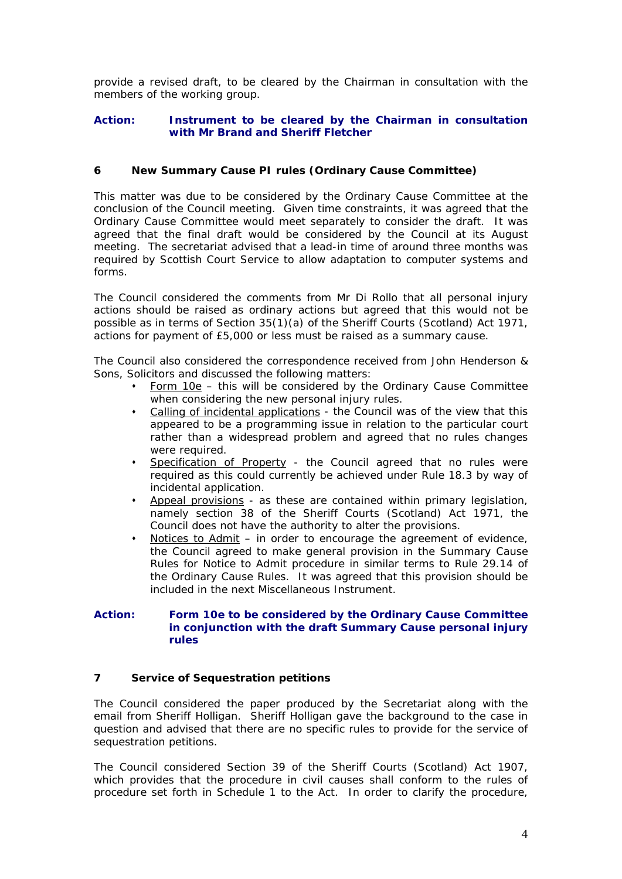provide a revised draft, to be cleared by the Chairman in consultation with the members of the working group.

**Action: Instrument to be cleared by the Chairman in consultation with Mr Brand and Sheriff Fletcher**

## 6 New Summary Cause PI rules (Ordinary Cause Committee)

This matter was due to be considered by the Ordinary Cause Committee at the conclusion of the Council meeting. Given time constraints, it was agreed that the Ordinary Cause Committee would meet separately to consider the draft. It was agreed that the final draft would be considered by the Council at its August meeting. The secretariat advised that a lead-in time of around three months was required by Scottish Court Service to allow adaptation to computer systems and forms.

The Council considered the comments from Mr Di Rollo that all personal injury actions should be raised as ordinary actions but agreed that this would not be possible as in terms of Section 35(1)(a) of the Sheriff Courts (Scotland) Act 1971, actions for payment of £5,000 or less must be raised as a summary cause.

The Council also considered the correspondence received from John Henderson & Sons, Solicitors and discussed the following matters:

- <u>Form 10e</u> – this will be considered by the Ordinary Cause Committee when considering the new personal injury rules.
- <u>Calling of incidental applications</u> - the Council was of the view that this appeared to be a programming issue in relation to the particular court rather than a widespread problem and agreed that no rules changes were required.
- <u>Specification of Property</u> - the Council agreed that no rules were required as this could currently be achieved under Rule 18.3 by way of incidental application.
- <u>Appeal provisions</u> - as these are contained within primary legislation, namely section 38 of the Sheriff Courts (Scotland) Act 1971, the Council does not have the authority to alter the provisions.
- <u>Notices to Admit</u> – in order to encourage the agreement of evidence, the Council agreed to make general provision in the Summary Cause Rules for Notice to Admit procedure in similar terms to Rule 29.14 of the Ordinary Cause Rules. It was agreed that this provision should be included in the next Miscellaneous Instrument.

**Action: Form 10e to be considered by the Ordinary Cause Committee in conjunction with the draft Summary Cause personal injury rules**

## 7 Service of Sequestration petitions

The Council considered the paper produced by the Secretariat along with the email from Sheriff Holligan. Sheriff Holligan gave the background to the case in question and advised that there are no specific rules to provide for the service of sequestration petitions.

The Council considered Section 39 of the Sheriff Courts (Scotland) Act 1907, which provides that the procedure in civil causes shall conform to the rules of procedure set forth in Schedule 1 to the Act. In order to clarify the procedure,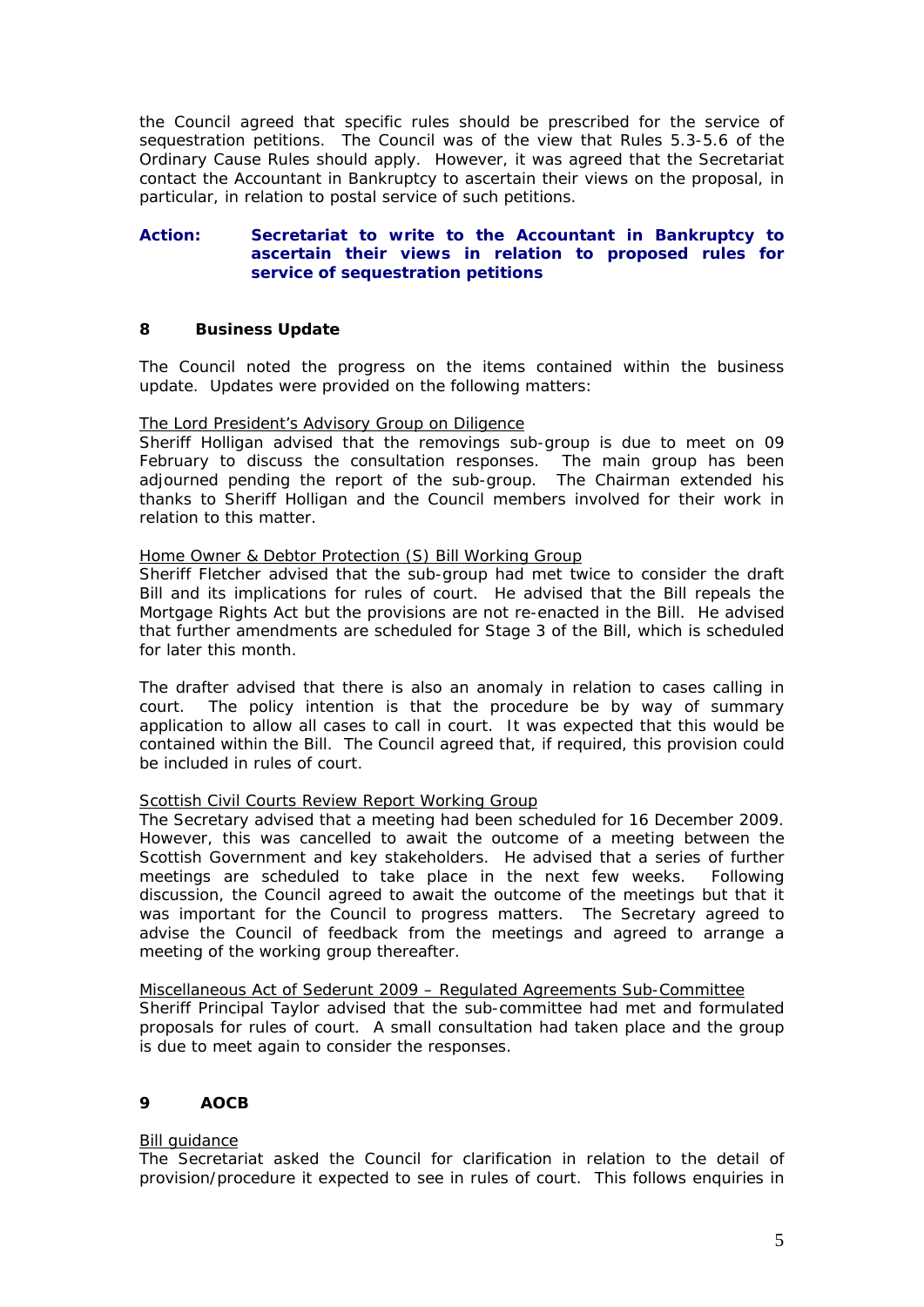the Council agreed that specific rules should be prescribed for the service of sequestration petitions. The Council was of the view that Rules 5.3-5.6 of the Ordinary Cause Rules should apply. However, it was agreed that the Secretariat contact the Accountant in Bankruptcy to ascertain their views on the proposal, in particular, in relation to postal service of such petitions.

**Action: Secretariat to write to the Accountant in Bankruptcy to ascertain their views in relation to proposed rules for service of sequestration petitions**

## 8 Business Update

The Council noted the progress on the items contained within the business update. Updates were provided on the following matters:

The Lord President's Advisory Group on Diligence
Sheriff Holligan advised that the removings sub-group is due to meet on 09 February to discuss the consultation responses. The main group has been adjourned pending the report of the sub-group. The Chairman extended his thanks to Sheriff Holligan and the Council members involved for their work in relation to this matter.

Home Owner & Debtor Protection (S) Bill Working Group
Sheriff Fletcher advised that the sub-group had met twice to consider the draft Bill and its implications for rules of court. He advised that the Bill repeals the Mortgage Rights Act but the provisions are not re-enacted in the Bill. He advised that further amendments are scheduled for Stage 3 of the Bill, which is scheduled for later this month.

The drafter advised that there is also an anomaly in relation to cases calling in court. The policy intention is that the procedure be by way of summary application to allow all cases to call in court. It was expected that this would be contained within the Bill. The Council agreed that, if required, this provision could be included in rules of court.

Scottish Civil Courts Review Report Working Group
The Secretary advised that a meeting had been scheduled for 16 December 2009. However, this was cancelled to await the outcome of a meeting between the Scottish Government and key stakeholders. He advised that a series of further meetings are scheduled to take place in the next few weeks. Following discussion, the Council agreed to await the outcome of the meetings but that it was important for the Council to progress matters. The Secretary agreed to advise the Council of feedback from the meetings and agreed to arrange a meeting of the working group thereafter.

Miscellaneous Act of Sederunt 2009 – Regulated Agreements Sub-Committee
Sheriff Principal Taylor advised that the sub-committee had met and formulated proposals for rules of court. A small consultation had taken place and the group is due to meet again to consider the responses.

## 9 AOCB

Bill guidance
The Secretariat asked the Council for clarification in relation to the detail of provision/procedure it expected to see in rules of court. This follows enquiries in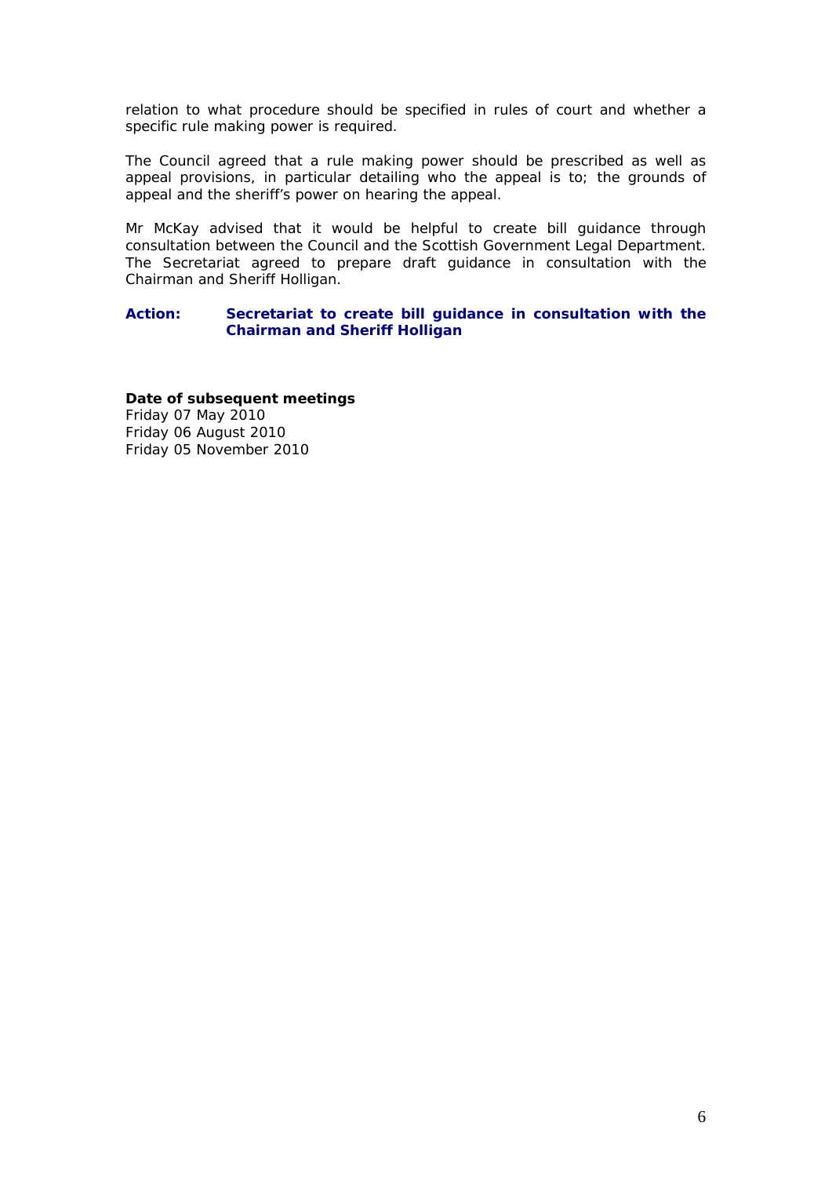relation to what procedure should be specified in rules of court and whether a specific rule making power is required.

The Council agreed that a rule making power should be prescribed as well as appeal provisions, in particular detailing who the appeal is to; the grounds of appeal and the sheriff's power on hearing the appeal.

Mr McKay advised that it would be helpful to create bill guidance through consultation between the Council and the Scottish Government Legal Department. The Secretariat agreed to prepare draft guidance in consultation with the Chairman and Sheriff Holligan.

**Action:** **Secretariat to create bill guidance in consultation with the Chairman and Sheriff Holligan**

**Date of subsequent meetings**
Friday 07 May 2010
Friday 06 August 2010
Friday 05 November 2010